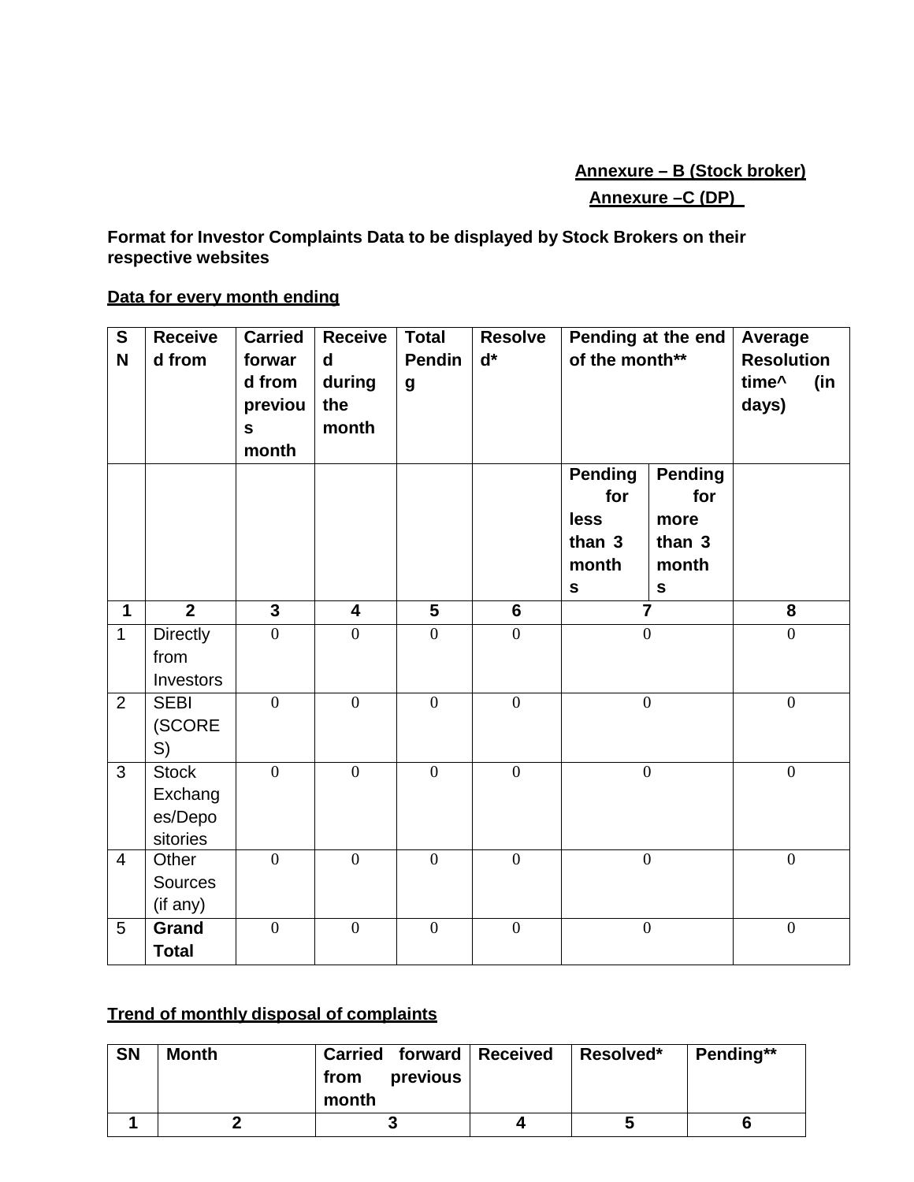**Annexure – B (Stock broker)**

**Annexure –C (DP)**

**Format for Investor Complaints Data to be displayed by Stock Brokers on their respective websites**

**Data for every month ending**

| SN | Received from | Carried forward from previous month | Received during the month | Total Pending | Resolved* | Pending at the end of the month** | | Average Resolution time^ (in days) |
|---|---|---|---|---|---|---|---|---|
| | | | | | | Pending for less than 3 months | Pending for more than 3 months | |
| 1 | 2 | 3 | 4 | 5 | 6 | 7 | | 8 |
| 1 | Directly from Investors | 0 | 0 | 0 | 0 | 0 | | 0 |
| 2 | SEBI (SCORES) | 0 | 0 | 0 | 0 | 0 | | 0 |
| 3 | Stock Exchanges/Depositories | 0 | 0 | 0 | 0 | 0 | | 0 |
| 4 | Other Sources (if any) | 0 | 0 | 0 | 0 | 0 | | 0 |
| 5 | **Grand Total** | 0 | 0 | 0 | 0 | 0 | | 0 |

**Trend of monthly disposal of complaints**

| SN | Month | Carried forward from previous month | Received | Resolved* | Pending** |
|---|---|---|---|---|---|
| 1 | 2 | 3 | 4 | 5 | 6 |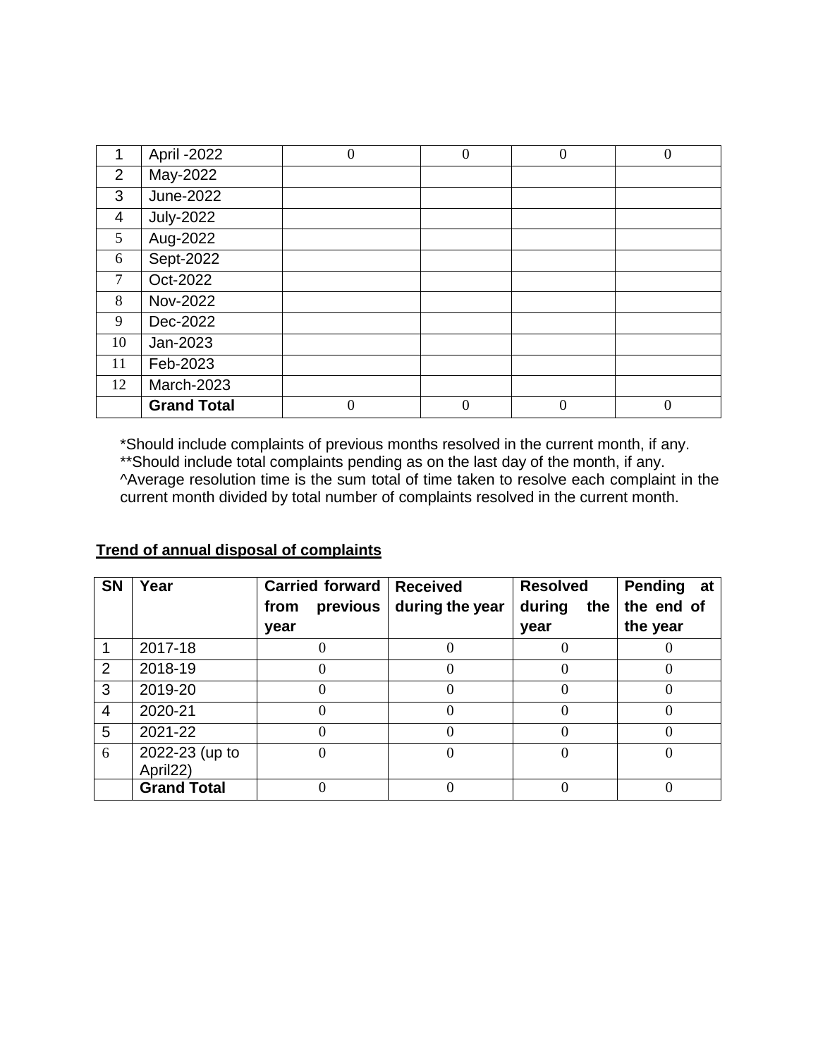| | | | | | |
|---|---|---|---|---|---|
| 1 | April -2022 | 0 | 0 | 0 | 0 |
| 2 | May-2022 | | | | |
| 3 | June-2022 | | | | |
| 4 | July-2022 | | | | |
| 5 | Aug-2022 | | | | |
| 6 | Sept-2022 | | | | |
| 7 | Oct-2022 | | | | |
| 8 | Nov-2022 | | | | |
| 9 | Dec-2022 | | | | |
| 10 | Jan-2023 | | | | |
| 11 | Feb-2023 | | | | |
| 12 | March-2023 | | | | |
| | **Grand Total** | 0 | 0 | 0 | 0 |

*Should include complaints of previous months resolved in the current month, if any.
**Should include total complaints pending as on the last day of the month, if any.
^Average resolution time is the sum total of time taken to resolve each complaint in the current month divided by total number of complaints resolved in the current month.

**Trend of annual disposal of complaints**

| SN | Year | Carried forward from previous year | Received during the year | Resolved during the year | Pending at the end of the year |
|---|---|---|---|---|---|
| 1 | 2017-18 | 0 | 0 | 0 | 0 |
| 2 | 2018-19 | 0 | 0 | 0 | 0 |
| 3 | 2019-20 | 0 | 0 | 0 | 0 |
| 4 | 2020-21 | 0 | 0 | 0 | 0 |
| 5 | 2021-22 | 0 | 0 | 0 | 0 |
| 6 | 2022-23 (up to April22) | 0 | 0 | 0 | 0 |
| | **Grand Total** | 0 | 0 | 0 | 0 |